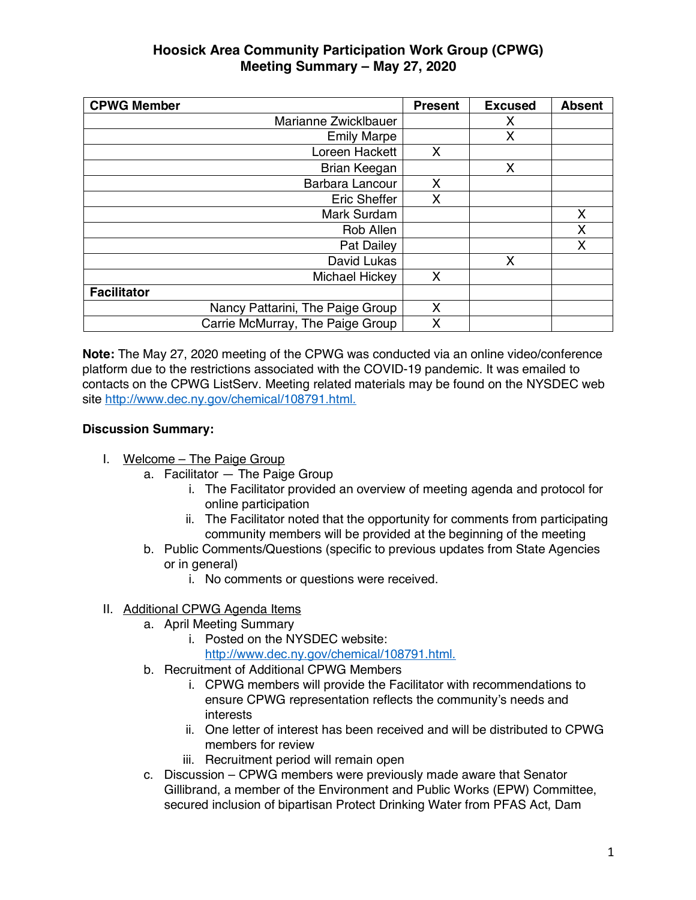# Hoosick Area Community Participation Work Group (CPWG)
# Meeting Summary – May 27, 2020

| CPWG Member | Present | Excused | Absent |
|---|---|---|---|
| Marianne Zwicklbauer | | X | |
| Emily Marpe | | X | |
| Loreen Hackett | X | | |
| Brian Keegan | | X | |
| Barbara Lancour | X | | |
| Eric Sheffer | X | | |
| Mark Surdam | | | X |
| Rob Allen | | | X |
| Pat Dailey | | | X |
| David Lukas | | X | |
| Michael Hickey | X | | |
| **Facilitator** | | | |
| Nancy Pattarini, The Paige Group | X | | |
| Carrie McMurray, The Paige Group | X | | |

**Note:** The May 27, 2020 meeting of the CPWG was conducted via an online video/conference platform due to the restrictions associated with the COVID-19 pandemic. It was emailed to contacts on the CPWG ListServ. Meeting related materials may be found on the NYSDEC web site http://www.dec.ny.gov/chemical/108791.html.

**Discussion Summary:**

I. Welcome – The Paige Group
   a. Facilitator — The Paige Group
      i. The Facilitator provided an overview of meeting agenda and protocol for online participation
      ii. The Facilitator noted that the opportunity for comments from participating community members will be provided at the beginning of the meeting
   b. Public Comments/Questions (specific to previous updates from State Agencies or in general)
      i. No comments or questions were received.

II. Additional CPWG Agenda Items
   a. April Meeting Summary
      i. Posted on the NYSDEC website: http://www.dec.ny.gov/chemical/108791.html.
   b. Recruitment of Additional CPWG Members
      i. CPWG members will provide the Facilitator with recommendations to ensure CPWG representation reflects the community's needs and interests
      ii. One letter of interest has been received and will be distributed to CPWG members for review
      iii. Recruitment period will remain open
   c. Discussion – CPWG members were previously made aware that Senator Gillibrand, a member of the Environment and Public Works (EPW) Committee, secured inclusion of bipartisan Protect Drinking Water from PFAS Act, Dam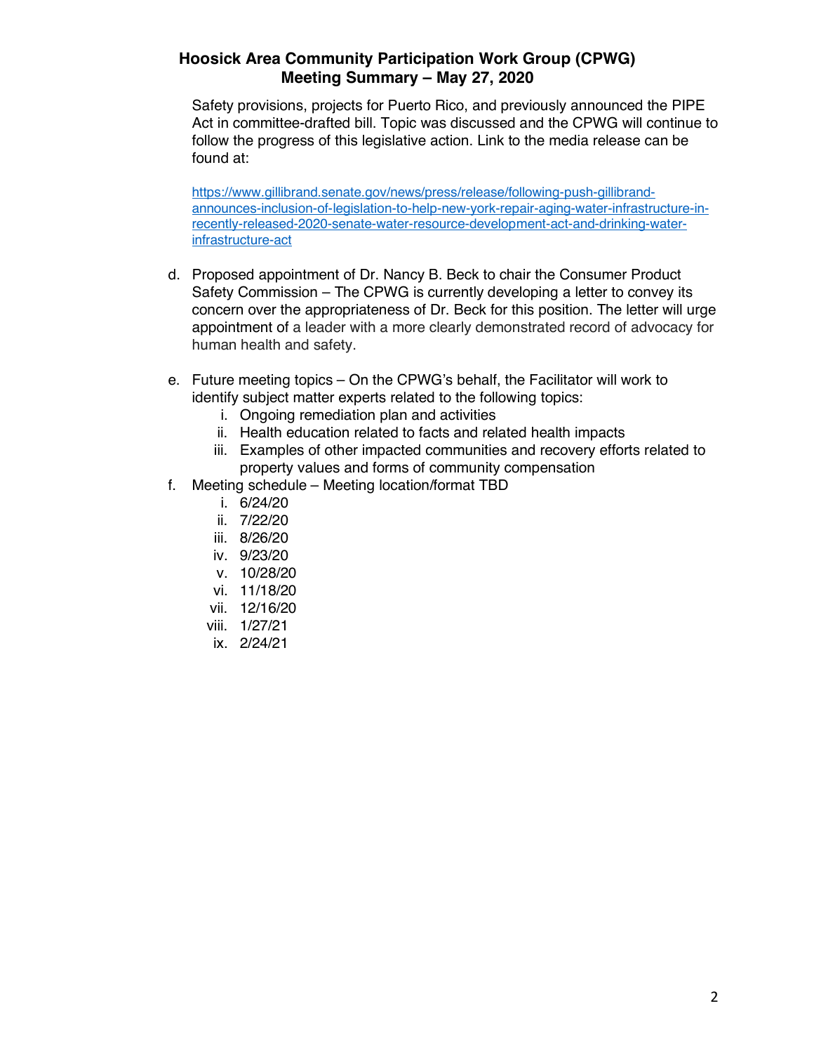Safety provisions, projects for Puerto Rico, and previously announced the PIPE Act in committee-drafted bill. Topic was discussed and the CPWG will continue to follow the progress of this legislative action. Link to the media release can be found at:

https://www.gillibrand.senate.gov/news/press/release/following-push-gillibrand-announces-inclusion-of-legislation-to-help-new-york-repair-aging-water-infrastructure-in-recently-released-2020-senate-water-resource-development-act-and-drinking-water-infrastructure-act

d. Proposed appointment of Dr. Nancy B. Beck to chair the Consumer Product Safety Commission – The CPWG is currently developing a letter to convey its concern over the appropriateness of Dr. Beck for this position. The letter will urge appointment of a leader with a more clearly demonstrated record of advocacy for human health and safety.

e. Future meeting topics – On the CPWG's behalf, the Facilitator will work to identify subject matter experts related to the following topics:
   i. Ongoing remediation plan and activities
   ii. Health education related to facts and related health impacts
   iii. Examples of other impacted communities and recovery efforts related to property values and forms of community compensation

f. Meeting schedule – Meeting location/format TBD
   i. 6/24/20
   ii. 7/22/20
   iii. 8/26/20
   iv. 9/23/20
   v. 10/28/20
   vi. 11/18/20
   vii. 12/16/20
   viii. 1/27/21
   ix. 2/24/21